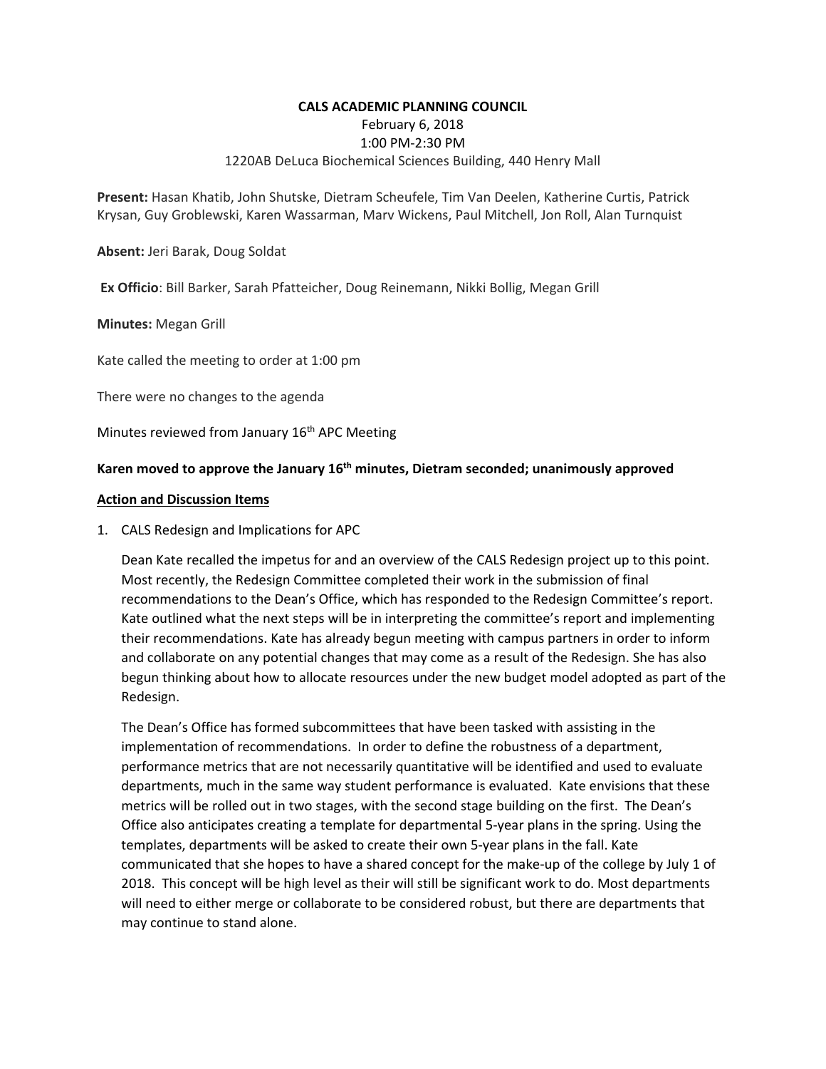**CALS ACADEMIC PLANNING COUNCIL**

February 6, 2018

1:00 PM-2:30 PM

1220AB DeLuca Biochemical Sciences Building, 440 Henry Mall

**Present:** Hasan Khatib, John Shutske, Dietram Scheufele, Tim Van Deelen, Katherine Curtis, Patrick Krysan, Guy Groblewski, Karen Wassarman, Marv Wickens, Paul Mitchell, Jon Roll, Alan Turnquist

**Absent:** Jeri Barak, Doug Soldat

**Ex Officio**: Bill Barker, Sarah Pfatteicher, Doug Reinemann, Nikki Bollig, Megan Grill

**Minutes:** Megan Grill

Kate called the meeting to order at 1:00 pm

There were no changes to the agenda

Minutes reviewed from January 16th APC Meeting

**Karen moved to approve the January 16th minutes, Dietram seconded; unanimously approved**

**Action and Discussion Items**

1. CALS Redesign and Implications for APC

   Dean Kate recalled the impetus for and an overview of the CALS Redesign project up to this point. Most recently, the Redesign Committee completed their work in the submission of final recommendations to the Dean's Office, which has responded to the Redesign Committee's report. Kate outlined what the next steps will be in interpreting the committee's report and implementing their recommendations. Kate has already begun meeting with campus partners in order to inform and collaborate on any potential changes that may come as a result of the Redesign. She has also begun thinking about how to allocate resources under the new budget model adopted as part of the Redesign.

   The Dean's Office has formed subcommittees that have been tasked with assisting in the implementation of recommendations. In order to define the robustness of a department, performance metrics that are not necessarily quantitative will be identified and used to evaluate departments, much in the same way student performance is evaluated. Kate envisions that these metrics will be rolled out in two stages, with the second stage building on the first. The Dean's Office also anticipates creating a template for departmental 5-year plans in the spring. Using the templates, departments will be asked to create their own 5-year plans in the fall. Kate communicated that she hopes to have a shared concept for the make-up of the college by July 1 of 2018. This concept will be high level as their will still be significant work to do. Most departments will need to either merge or collaborate to be considered robust, but there are departments that may continue to stand alone.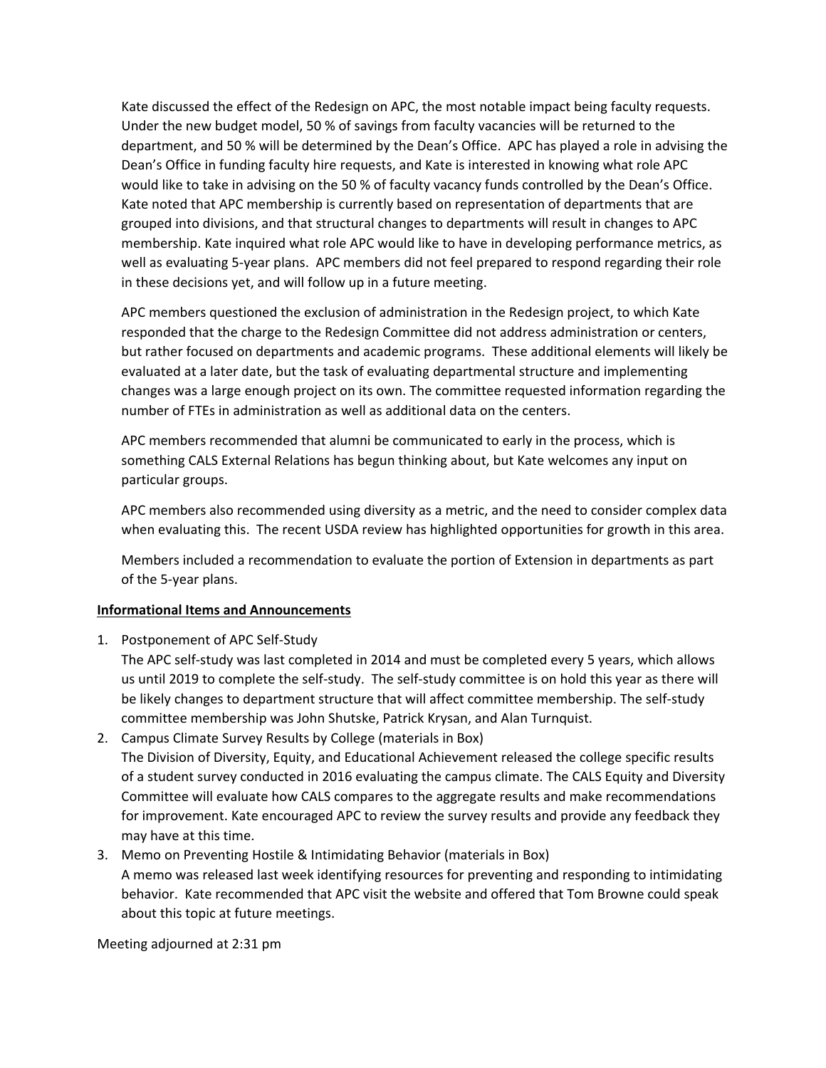Kate discussed the effect of the Redesign on APC, the most notable impact being faculty requests. Under the new budget model, 50 % of savings from faculty vacancies will be returned to the department, and 50 % will be determined by the Dean's Office. APC has played a role in advising the Dean's Office in funding faculty hire requests, and Kate is interested in knowing what role APC would like to take in advising on the 50 % of faculty vacancy funds controlled by the Dean's Office. Kate noted that APC membership is currently based on representation of departments that are grouped into divisions, and that structural changes to departments will result in changes to APC membership. Kate inquired what role APC would like to have in developing performance metrics, as well as evaluating 5-year plans. APC members did not feel prepared to respond regarding their role in these decisions yet, and will follow up in a future meeting.

APC members questioned the exclusion of administration in the Redesign project, to which Kate responded that the charge to the Redesign Committee did not address administration or centers, but rather focused on departments and academic programs. These additional elements will likely be evaluated at a later date, but the task of evaluating departmental structure and implementing changes was a large enough project on its own. The committee requested information regarding the number of FTEs in administration as well as additional data on the centers.

APC members recommended that alumni be communicated to early in the process, which is something CALS External Relations has begun thinking about, but Kate welcomes any input on particular groups.

APC members also recommended using diversity as a metric, and the need to consider complex data when evaluating this. The recent USDA review has highlighted opportunities for growth in this area.

Members included a recommendation to evaluate the portion of Extension in departments as part of the 5-year plans.

**Informational Items and Announcements**

1. Postponement of APC Self-Study
   The APC self-study was last completed in 2014 and must be completed every 5 years, which allows us until 2019 to complete the self-study. The self-study committee is on hold this year as there will be likely changes to department structure that will affect committee membership. The self-study committee membership was John Shutske, Patrick Krysan, and Alan Turnquist.
2. Campus Climate Survey Results by College (materials in Box)
   The Division of Diversity, Equity, and Educational Achievement released the college specific results of a student survey conducted in 2016 evaluating the campus climate. The CALS Equity and Diversity Committee will evaluate how CALS compares to the aggregate results and make recommendations for improvement. Kate encouraged APC to review the survey results and provide any feedback they may have at this time.
3. Memo on Preventing Hostile & Intimidating Behavior (materials in Box)
   A memo was released last week identifying resources for preventing and responding to intimidating behavior. Kate recommended that APC visit the website and offered that Tom Browne could speak about this topic at future meetings.

Meeting adjourned at 2:31 pm